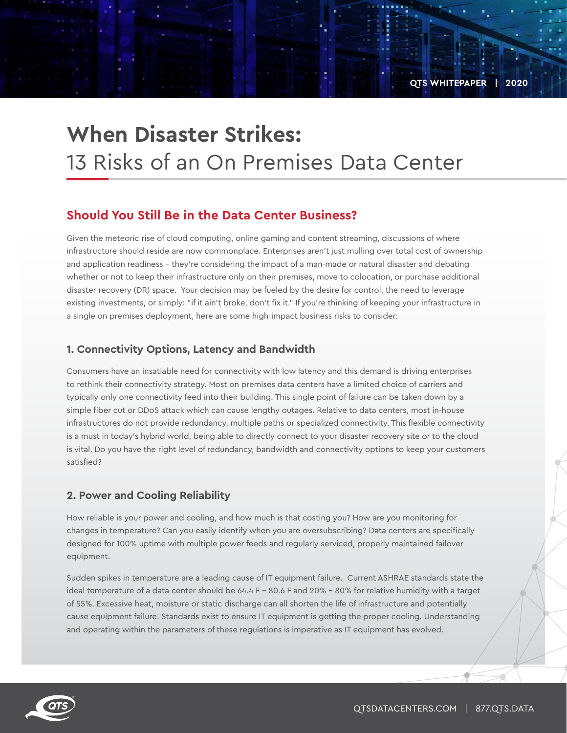# When Disaster Strikes:
## 13 Risks of an On Premises Data Center

### Should You Still Be in the Data Center Business?

Given the meteoric rise of cloud computing, online gaming and content streaming, discussions of where infrastructure should reside are now commonplace. Enterprises aren't just mulling over total cost of ownership and application readiness – they're considering the impact of a man-made or natural disaster and debating whether or not to keep their infrastructure only on their premises, move to colocation, or purchase additional disaster recovery (DR) space. Your decision may be fueled by the desire for control, the need to leverage existing investments, or simply: "if it ain't broke, don't fix it." If you're thinking of keeping your infrastructure in a single on premises deployment, here are some high-impact business risks to consider:

#### 1. Connectivity Options, Latency and Bandwidth

Consumers have an insatiable need for connectivity with low latency and this demand is driving enterprises to rethink their connectivity strategy. Most on premises data centers have a limited choice of carriers and typically only one connectivity feed into their building. This single point of failure can be taken down by a simple fiber cut or DDoS attack which can cause lengthy outages. Relative to data centers, most in-house infrastructures do not provide redundancy, multiple paths or specialized connectivity. This flexible connectivity is a must in today's hybrid world, being able to directly connect to your disaster recovery site or to the cloud is vital. Do you have the right level of redundancy, bandwidth and connectivity options to keep your customers satisfied?

#### 2. Power and Cooling Reliability

How reliable is your power and cooling, and how much is that costing you? How are you monitoring for changes in temperature? Can you easily identify when you are oversubscribing? Data centers are specifically designed for 100% uptime with multiple power feeds and regularly serviced, properly maintained failover equipment.

Sudden spikes in temperature are a leading cause of IT equipment failure. Current ASHRAE standards state the ideal temperature of a data center should be 64.4 F – 80.6 F and 20% – 80% for relative humidity with a target of 55%. Excessive heat, moisture or static discharge can all shorten the life of infrastructure and potentially cause equipment failure. Standards exist to ensure IT equipment is getting the proper cooling. Understanding and operating within the parameters of these regulations is imperative as IT equipment has evolved.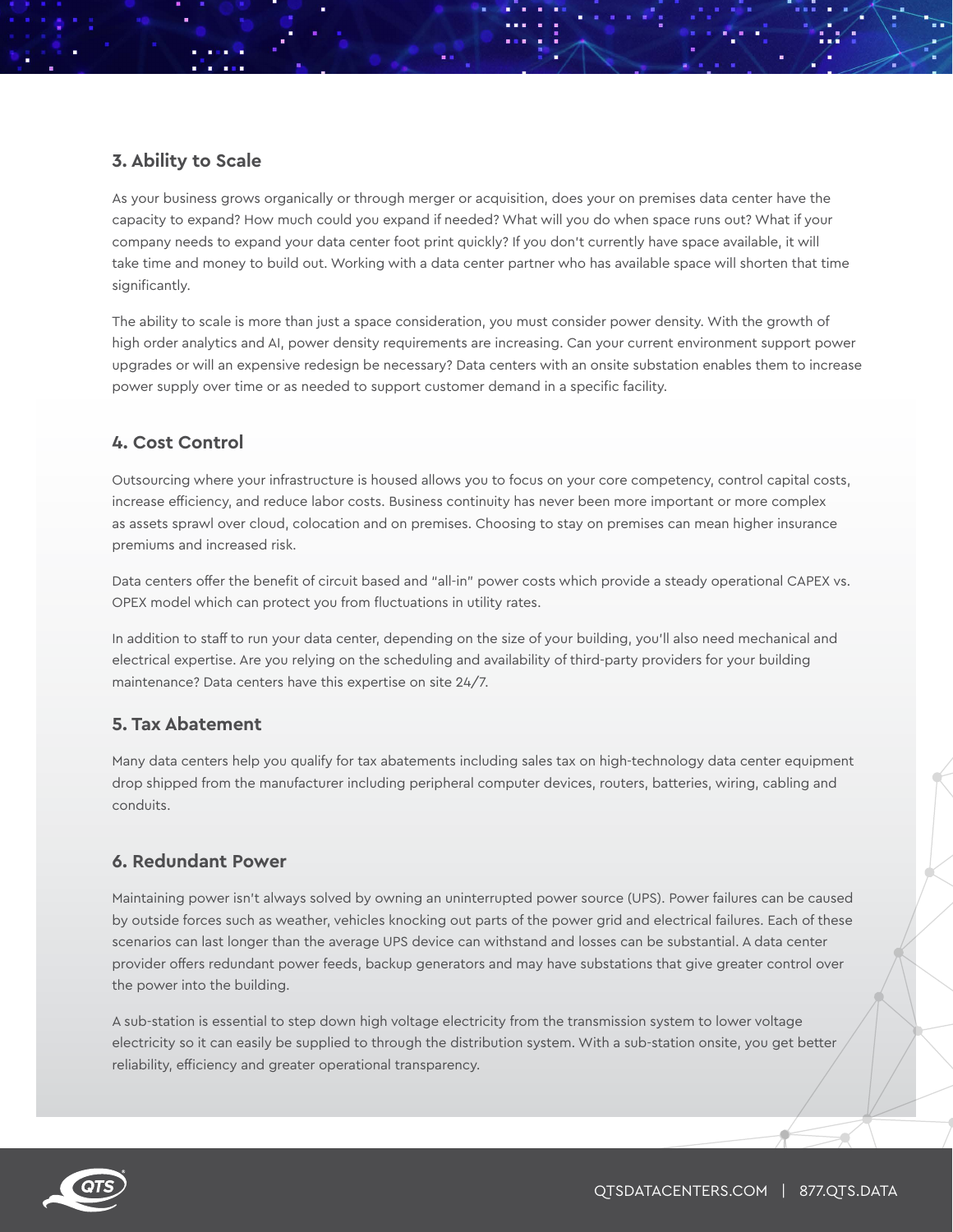### 3. Ability to Scale

As your business grows organically or through merger or acquisition, does your on premises data center have the capacity to expand? How much could you expand if needed? What will you do when space runs out? What if your company needs to expand your data center foot print quickly? If you don't currently have space available, it will take time and money to build out. Working with a data center partner who has available space will shorten that time significantly.

The ability to scale is more than just a space consideration, you must consider power density. With the growth of high order analytics and AI, power density requirements are increasing. Can your current environment support power upgrades or will an expensive redesign be necessary? Data centers with an onsite substation enables them to increase power supply over time or as needed to support customer demand in a specific facility.

### 4. Cost Control

Outsourcing where your infrastructure is housed allows you to focus on your core competency, control capital costs, increase efficiency, and reduce labor costs. Business continuity has never been more important or more complex as assets sprawl over cloud, colocation and on premises. Choosing to stay on premises can mean higher insurance premiums and increased risk.

Data centers offer the benefit of circuit based and "all-in" power costs which provide a steady operational CAPEX vs. OPEX model which can protect you from fluctuations in utility rates.

In addition to staff to run your data center, depending on the size of your building, you'll also need mechanical and electrical expertise. Are you relying on the scheduling and availability of third-party providers for your building maintenance? Data centers have this expertise on site 24/7.

### 5. Tax Abatement

Many data centers help you qualify for tax abatements including sales tax on high-technology data center equipment drop shipped from the manufacturer including peripheral computer devices, routers, batteries, wiring, cabling and conduits.

### 6. Redundant Power

Maintaining power isn't always solved by owning an uninterrupted power source (UPS). Power failures can be caused by outside forces such as weather, vehicles knocking out parts of the power grid and electrical failures. Each of these scenarios can last longer than the average UPS device can withstand and losses can be substantial. A data center provider offers redundant power feeds, backup generators and may have substations that give greater control over the power into the building.

A sub-station is essential to step down high voltage electricity from the transmission system to lower voltage electricity so it can easily be supplied to through the distribution system. With a sub-station onsite, you get better reliability, efficiency and greater operational transparency.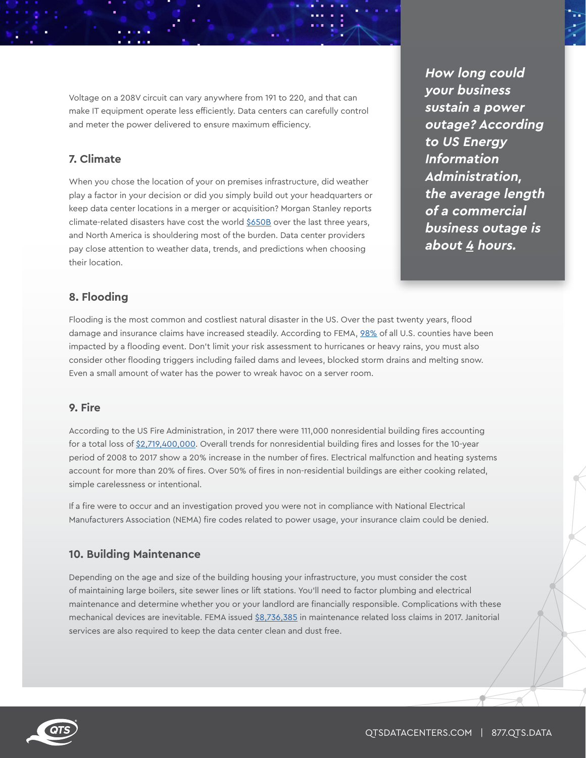Voltage on a 208V circuit can vary anywhere from 191 to 220, and that can make IT equipment operate less efficiently. Data centers can carefully control and meter the power delivered to ensure maximum efficiency.

### 7. Climate

When you chose the location of your on premises infrastructure, did weather play a factor in your decision or did you simply build out your headquarters or keep data center locations in a merger or acquisition? Morgan Stanley reports climate-related disasters have cost the world $650B over the last three years, and North America is shouldering most of the burden. Data center providers pay close attention to weather data, trends, and predictions when choosing their location.

***How long could your business sustain a power outage? According to US Energy Information Administration, the average length of a commercial business outage is about 4 hours.***

### 8. Flooding

Flooding is the most common and costliest natural disaster in the US. Over the past twenty years, flood damage and insurance claims have increased steadily. According to FEMA, 98% of all U.S. counties have been impacted by a flooding event. Don't limit your risk assessment to hurricanes or heavy rains, you must also consider other flooding triggers including failed dams and levees, blocked storm drains and melting snow. Even a small amount of water has the power to wreak havoc on a server room.

### 9. Fire

According to the US Fire Administration, in 2017 there were 111,000 nonresidential building fires accounting for a total loss of $2,719,400,000. Overall trends for nonresidential building fires and losses for the 10-year period of 2008 to 2017 show a 20% increase in the number of fires. Electrical malfunction and heating systems account for more than 20% of fires. Over 50% of fires in non-residential buildings are either cooking related, simple carelessness or intentional.

If a fire were to occur and an investigation proved you were not in compliance with National Electrical Manufacturers Association (NEMA) fire codes related to power usage, your insurance claim could be denied.

### 10. Building Maintenance

Depending on the age and size of the building housing your infrastructure, you must consider the cost of maintaining large boilers, site sewer lines or lift stations. You'll need to factor plumbing and electrical maintenance and determine whether you or your landlord are financially responsible. Complications with these mechanical devices are inevitable. FEMA issued $8,736,385 in maintenance related loss claims in 2017. Janitorial services are also required to keep the data center clean and dust free.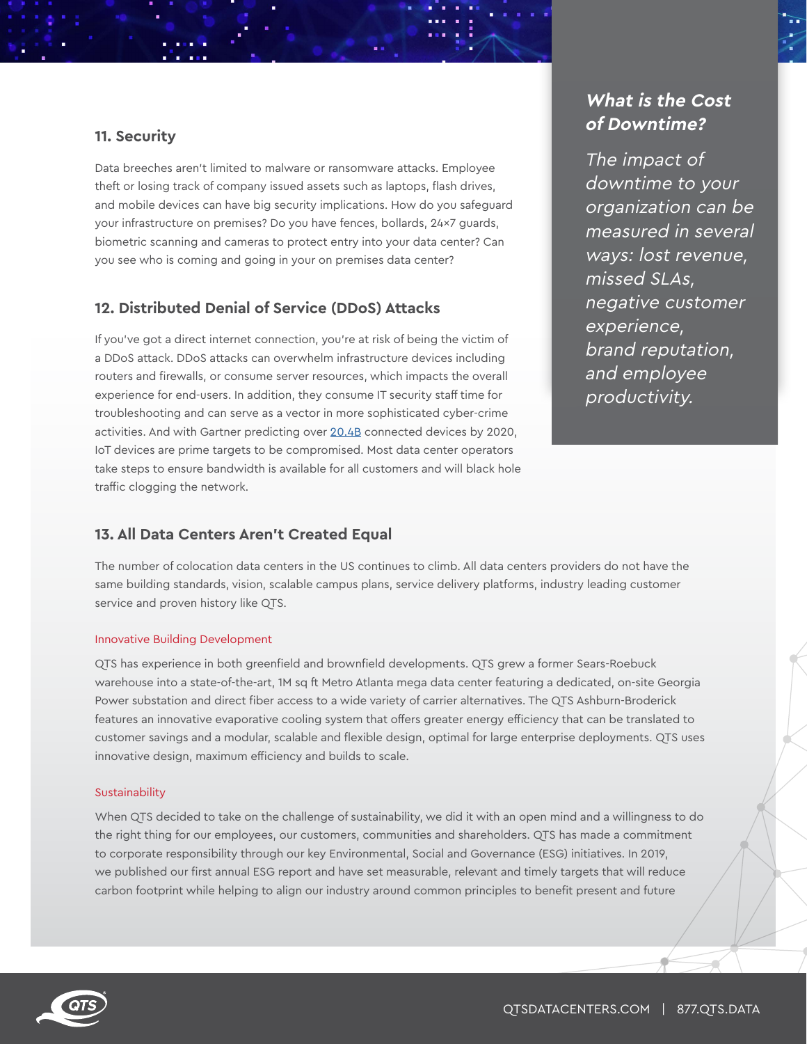## 11. Security

Data breeches aren't limited to malware or ransomware attacks. Employee theft or losing track of company issued assets such as laptops, flash drives, and mobile devices can have big security implications. How do you safeguard your infrastructure on premises? Do you have fences, bollards, 24×7 guards, biometric scanning and cameras to protect entry into your data center? Can you see who is coming and going in your on premises data center?

## 12. Distributed Denial of Service (DDoS) Attacks

If you've got a direct internet connection, you're at risk of being the victim of a DDoS attack. DDoS attacks can overwhelm infrastructure devices including routers and firewalls, or consume server resources, which impacts the overall experience for end-users. In addition, they consume IT security staff time for troubleshooting and can serve as a vector in more sophisticated cyber-crime activities. And with Gartner predicting over 20.4B connected devices by 2020, IoT devices are prime targets to be compromised. Most data center operators take steps to ensure bandwidth is available for all customers and will black hole traffic clogging the network.

> ***What is the Cost of Downtime?***
>
> *The impact of downtime to your organization can be measured in several ways: lost revenue, missed SLAs, negative customer experience, brand reputation, and employee productivity.*

## 13. All Data Centers Aren't Created Equal

The number of colocation data centers in the US continues to climb. All data centers providers do not have the same building standards, vision, scalable campus plans, service delivery platforms, industry leading customer service and proven history like QTS.

### Innovative Building Development

QTS has experience in both greenfield and brownfield developments. QTS grew a former Sears-Roebuck warehouse into a state-of-the-art, 1M sq ft Metro Atlanta mega data center featuring a dedicated, on-site Georgia Power substation and direct fiber access to a wide variety of carrier alternatives. The QTS Ashburn-Broderick features an innovative evaporative cooling system that offers greater energy efficiency that can be translated to customer savings and a modular, scalable and flexible design, optimal for large enterprise deployments. QTS uses innovative design, maximum efficiency and builds to scale.

### Sustainability

When QTS decided to take on the challenge of sustainability, we did it with an open mind and a willingness to do the right thing for our employees, our customers, communities and shareholders. QTS has made a commitment to corporate responsibility through our key Environmental, Social and Governance (ESG) initiatives. In 2019, we published our first annual ESG report and have set measurable, relevant and timely targets that will reduce carbon footprint while helping to align our industry around common principles to benefit present and future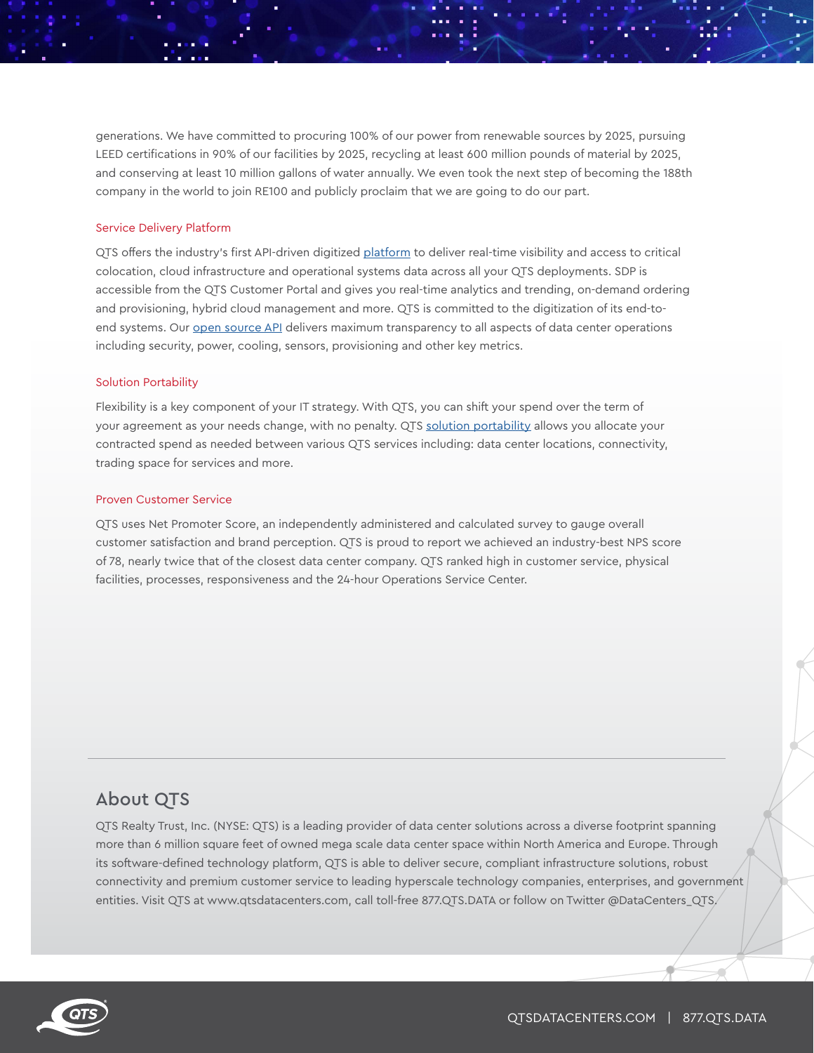generations. We have committed to procuring 100% of our power from renewable sources by 2025, pursuing LEED certifications in 90% of our facilities by 2025, recycling at least 600 million pounds of material by 2025, and conserving at least 10 million gallons of water annually. We even took the next step of becoming the 188th company in the world to join RE100 and publicly proclaim that we are going to do our part.

### Service Delivery Platform

QTS offers the industry's first API-driven digitized platform to deliver real-time visibility and access to critical colocation, cloud infrastructure and operational systems data across all your QTS deployments. SDP is accessible from the QTS Customer Portal and gives you real-time analytics and trending, on-demand ordering and provisioning, hybrid cloud management and more. QTS is committed to the digitization of its end-to-end systems. Our open source API delivers maximum transparency to all aspects of data center operations including security, power, cooling, sensors, provisioning and other key metrics.

### Solution Portability

Flexibility is a key component of your IT strategy. With QTS, you can shift your spend over the term of your agreement as your needs change, with no penalty. QTS solution portability allows you allocate your contracted spend as needed between various QTS services including: data center locations, connectivity, trading space for services and more.

### Proven Customer Service

QTS uses Net Promoter Score, an independently administered and calculated survey to gauge overall customer satisfaction and brand perception. QTS is proud to report we achieved an industry-best NPS score of 78, nearly twice that of the closest data center company. QTS ranked high in customer service, physical facilities, processes, responsiveness and the 24-hour Operations Service Center.

---

## About QTS

QTS Realty Trust, Inc. (NYSE: QTS) is a leading provider of data center solutions across a diverse footprint spanning more than 6 million square feet of owned mega scale data center space within North America and Europe. Through its software-defined technology platform, QTS is able to deliver secure, compliant infrastructure solutions, robust connectivity and premium customer service to leading hyperscale technology companies, enterprises, and government entities. Visit QTS at www.qtsdatacenters.com, call toll-free 877.QTS.DATA or follow on Twitter @DataCenters_QTS.

QTSDATACENTERS.COM | 877.QTS.DATA